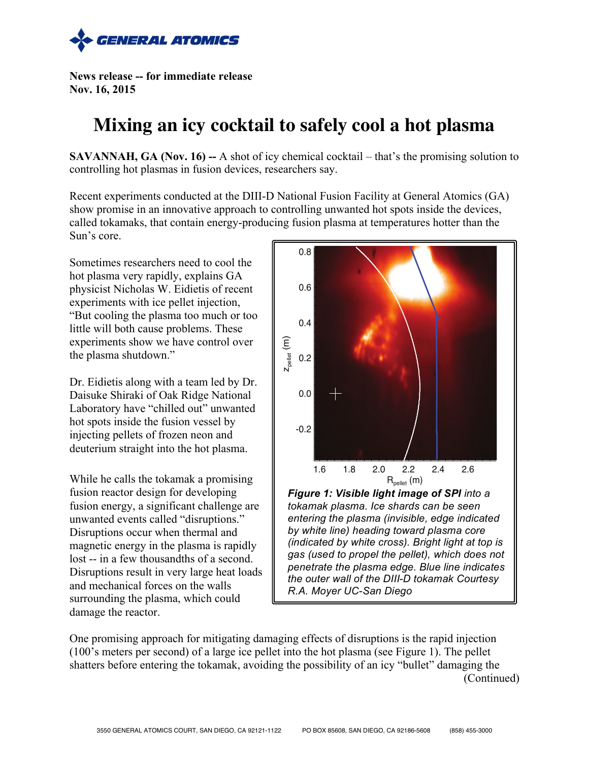**GENERAL ATOMICS**

**News release -- for immediate release**
**Nov. 16, 2015**

# Mixing an icy cocktail to safely cool a hot plasma

**SAVANNAH, GA (Nov. 16) --** A shot of icy chemical cocktail – that's the promising solution to controlling hot plasmas in fusion devices, researchers say.

Recent experiments conducted at the DIII-D National Fusion Facility at General Atomics (GA) show promise in an innovative approach to controlling unwanted hot spots inside the devices, called tokamaks, that contain energy-producing fusion plasma at temperatures hotter than the Sun's core.

Sometimes researchers need to cool the hot plasma very rapidly, explains GA physicist Nicholas W. Eidietis of recent experiments with ice pellet injection, "But cooling the plasma too much or too little will both cause problems. These experiments show we have control over the plasma shutdown."

Dr. Eidietis along with a team led by Dr. Daisuke Shiraki of Oak Ridge National Laboratory have "chilled out" unwanted hot spots inside the fusion vessel by injecting pellets of frozen neon and deuterium straight into the hot plasma.

While he calls the tokamak a promising fusion reactor design for developing fusion energy, a significant challenge are unwanted events called "disruptions." Disruptions occur when thermal and magnetic energy in the plasma is rapidly lost -- in a few thousandths of a second. Disruptions result in very large heat loads and mechanical forces on the walls surrounding the plasma, which could damage the reactor.

***Figure 1: Visible light image of SPI*** *into a tokamak plasma. Ice shards can be seen entering the plasma (invisible, edge indicated by white line) heading toward plasma core (indicated by white cross). Bright light at top is gas (used to propel the pellet), which does not penetrate the plasma edge. Blue line indicates the outer wall of the DIII-D tokamak Courtesy R.A. Moyer UC-San Diego*

One promising approach for mitigating damaging effects of disruptions is the rapid injection (100's meters per second) of a large ice pellet into the hot plasma (see Figure 1). The pellet shatters before entering the tokamak, avoiding the possibility of an icy "bullet" damaging the

(Continued)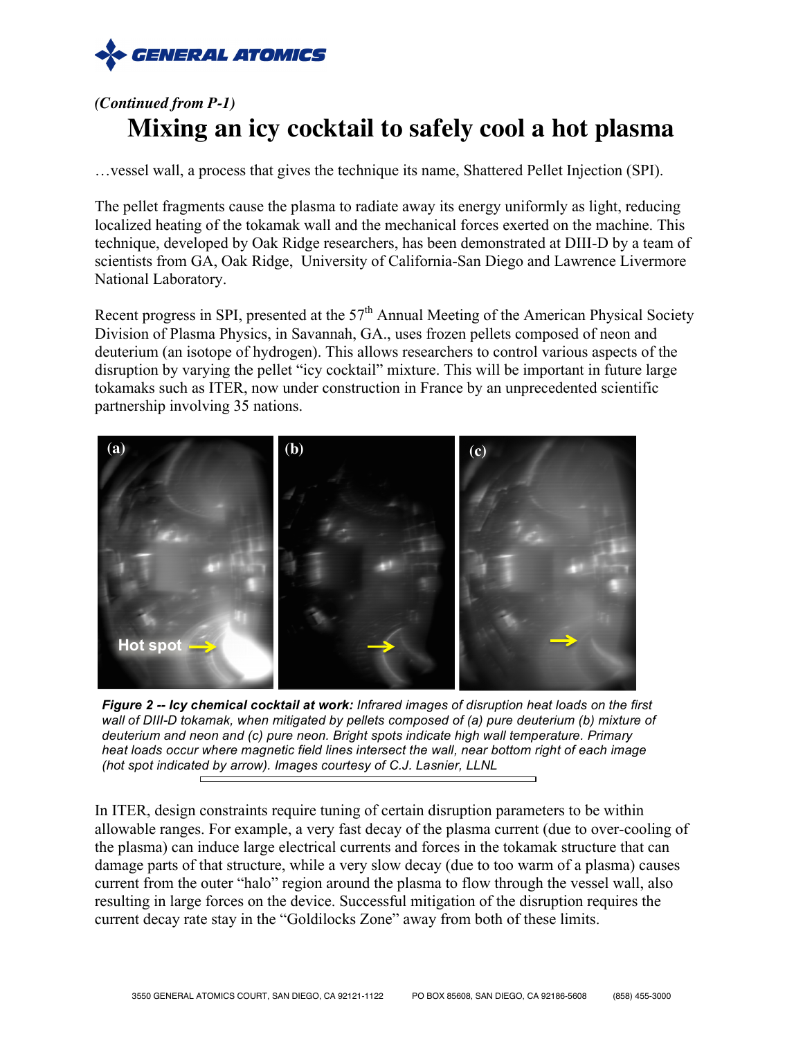*(Continued from P-1)*

# Mixing an icy cocktail to safely cool a hot plasma

…vessel wall, a process that gives the technique its name, Shattered Pellet Injection (SPI).

The pellet fragments cause the plasma to radiate away its energy uniformly as light, reducing localized heating of the tokamak wall and the mechanical forces exerted on the machine. This technique, developed by Oak Ridge researchers, has been demonstrated at DIII-D by a team of scientists from GA, Oak Ridge, University of California-San Diego and Lawrence Livermore National Laboratory.

Recent progress in SPI, presented at the 57th Annual Meeting of the American Physical Society Division of Plasma Physics, in Savannah, GA., uses frozen pellets composed of neon and deuterium (an isotope of hydrogen). This allows researchers to control various aspects of the disruption by varying the pellet "icy cocktail" mixture. This will be important in future large tokamaks such as ITER, now under construction in France by an unprecedented scientific partnership involving 35 nations.

***Figure 2 -- Icy chemical cocktail at work:*** *Infrared images of disruption heat loads on the first wall of DIII-D tokamak, when mitigated by pellets composed of (a) pure deuterium (b) mixture of deuterium and neon and (c) pure neon. Bright spots indicate high wall temperature. Primary heat loads occur where magnetic field lines intersect the wall, near bottom right of each image (hot spot indicated by arrow). Images courtesy of C.J. Lasnier, LLNL*

In ITER, design constraints require tuning of certain disruption parameters to be within allowable ranges. For example, a very fast decay of the plasma current (due to over-cooling of the plasma) can induce large electrical currents and forces in the tokamak structure that can damage parts of that structure, while a very slow decay (due to too warm of a plasma) causes current from the outer "halo" region around the plasma to flow through the vessel wall, also resulting in large forces on the device. Successful mitigation of the disruption requires the current decay rate stay in the "Goldilocks Zone" away from both of these limits.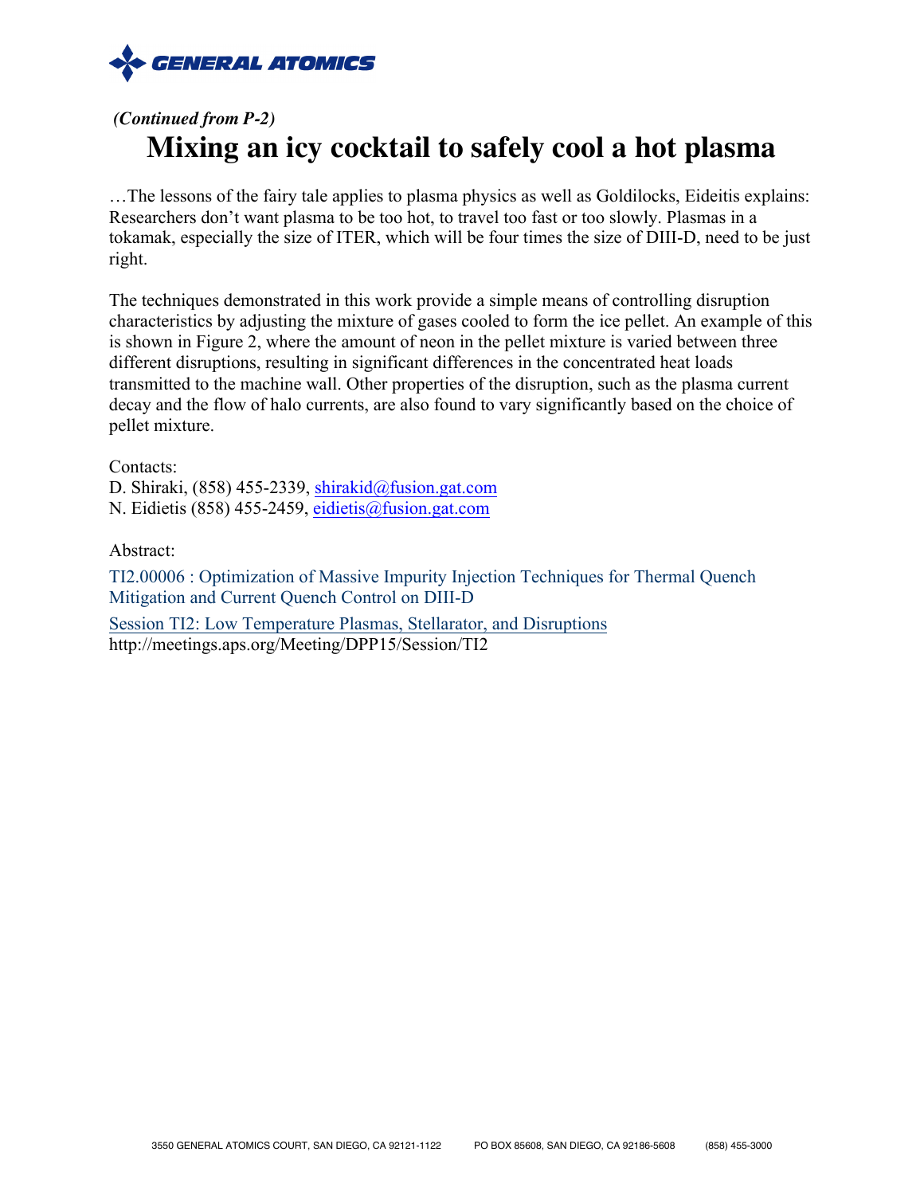*(Continued from P-2)*

# Mixing an icy cocktail to safely cool a hot plasma

…The lessons of the fairy tale applies to plasma physics as well as Goldilocks, Eideitis explains: Researchers don't want plasma to be too hot, to travel too fast or too slowly. Plasmas in a tokamak, especially the size of ITER, which will be four times the size of DIII-D, need to be just right.

The techniques demonstrated in this work provide a simple means of controlling disruption characteristics by adjusting the mixture of gases cooled to form the ice pellet. An example of this is shown in Figure 2, where the amount of neon in the pellet mixture is varied between three different disruptions, resulting in significant differences in the concentrated heat loads transmitted to the machine wall. Other properties of the disruption, such as the plasma current decay and the flow of halo currents, are also found to vary significantly based on the choice of pellet mixture.

Contacts:
D. Shiraki, (858) 455-2339, shirakid@fusion.gat.com
N. Eidietis (858) 455-2459, eidietis@fusion.gat.com

Abstract:

TI2.00006 : Optimization of Massive Impurity Injection Techniques for Thermal Quench Mitigation and Current Quench Control on DIII-D

Session TI2: Low Temperature Plasmas, Stellarator, and Disruptions
http://meetings.aps.org/Meeting/DPP15/Session/TI2